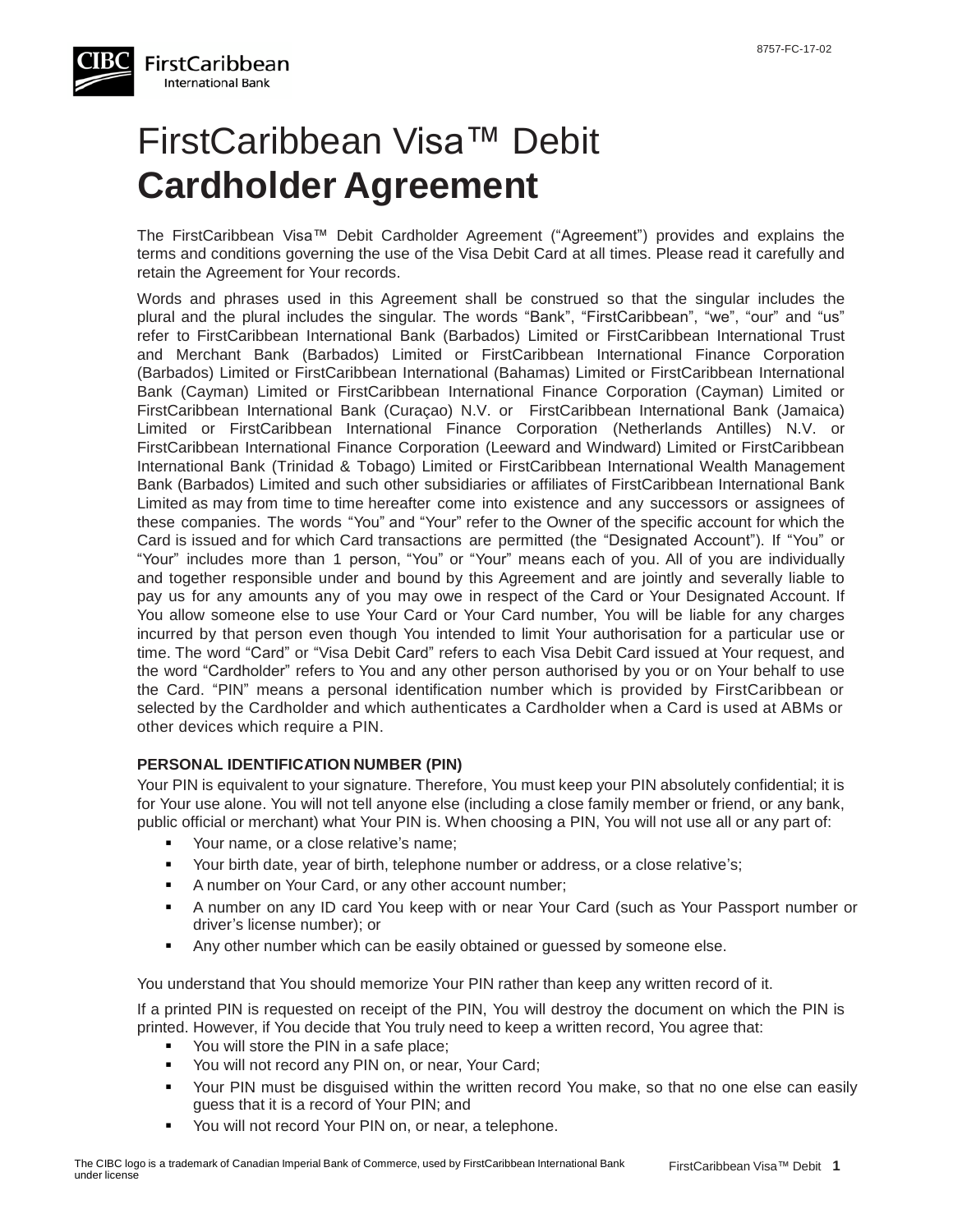# FirstCaribbean Visa™ Debit **Cardholder Agreement**

The FirstCaribbean Visa™ Debit Cardholder Agreement ("Agreement") provides and explains the terms and conditions governing the use of the Visa Debit Card at all times. Please read it carefully and retain the Agreement for Your records.

Words and phrases used in this Agreement shall be construed so that the singular includes the plural and the plural includes the singular. The words "Bank", "FirstCaribbean", "we", "our" and "us" refer to FirstCaribbean International Bank (Barbados) Limited or FirstCaribbean International Trust and Merchant Bank (Barbados) Limited or FirstCaribbean International Finance Corporation (Barbados) Limited or FirstCaribbean International (Bahamas) Limited or FirstCaribbean International Bank (Cayman) Limited or FirstCaribbean International Finance Corporation (Cayman) Limited or FirstCaribbean International Bank (Curaçao) N.V. or FirstCaribbean International Bank (Jamaica) Limited or FirstCaribbean International Finance Corporation (Netherlands Antilles) N.V. or FirstCaribbean International Finance Corporation (Leeward and Windward) Limited or FirstCaribbean International Bank (Trinidad & Tobago) Limited or FirstCaribbean International Wealth Management Bank (Barbados) Limited and such other subsidiaries or affiliates of FirstCaribbean International Bank Limited as may from time to time hereafter come into existence and any successors or assignees of these companies. The words "You" and "Your" refer to the Owner of the specific account for which the Card is issued and for which Card transactions are permitted (the "Designated Account"). If "You" or "Your" includes more than 1 person, "You" or "Your" means each of you. All of you are individually and together responsible under and bound by this Agreement and are jointly and severally liable to pay us for any amounts any of you may owe in respect of the Card or Your Designated Account. If You allow someone else to use Your Card or Your Card number, You will be liable for any charges incurred by that person even though You intended to limit Your authorisation for a particular use or time. The word "Card" or "Visa Debit Card" refers to each Visa Debit Card issued at Your request, and the word "Cardholder" refers to You and any other person authorised by you or on Your behalf to use the Card. "PIN" means a personal identification number which is provided by FirstCaribbean or selected by the Cardholder and which authenticates a Cardholder when a Card is used at ABMs or other devices which require a PIN.

**PERSONAL IDENTIFICATION NUMBER (PIN)**

Your PIN is equivalent to your signature. Therefore, You must keep your PIN absolutely confidential; it is for Your use alone. You will not tell anyone else (including a close family member or friend, or any bank, public official or merchant) what Your PIN is. When choosing a PIN, You will not use all or any part of:

- Your name, or a close relative's name;
- Your birth date, year of birth, telephone number or address, or a close relative's;
- A number on Your Card, or any other account number;
- A number on any ID card You keep with or near Your Card (such as Your Passport number or driver's license number); or
- Any other number which can be easily obtained or guessed by someone else.

You understand that You should memorize Your PIN rather than keep any written record of it.

If a printed PIN is requested on receipt of the PIN, You will destroy the document on which the PIN is printed. However, if You decide that You truly need to keep a written record, You agree that:

- You will store the PIN in a safe place;
- You will not record any PIN on, or near, Your Card;
- Your PIN must be disguised within the written record You make, so that no one else can easily guess that it is a record of Your PIN; and
- You will not record Your PIN on, or near, a telephone.

The CIBC logo is a trademark of Canadian Imperial Bank of Commerce, used by FirstCaribbean International Bank under license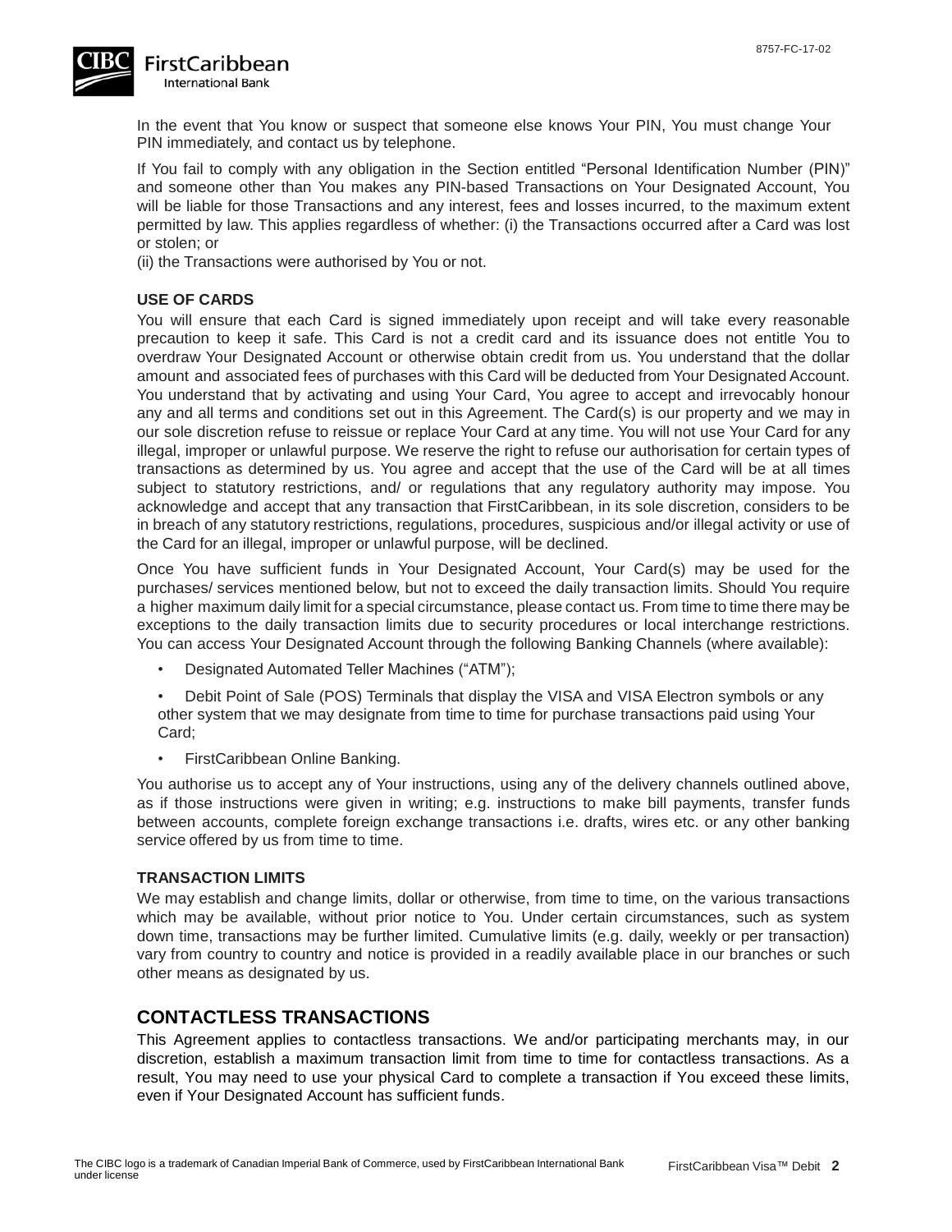In the event that You know or suspect that someone else knows Your PIN, You must change Your PIN immediately, and contact us by telephone.

If You fail to comply with any obligation in the Section entitled "Personal Identification Number (PIN)" and someone other than You makes any PIN-based Transactions on Your Designated Account, You will be liable for those Transactions and any interest, fees and losses incurred, to the maximum extent permitted by law. This applies regardless of whether: (i) the Transactions occurred after a Card was lost or stolen; or
(ii) the Transactions were authorised by You or not.

**USE OF CARDS**

You will ensure that each Card is signed immediately upon receipt and will take every reasonable precaution to keep it safe. This Card is not a credit card and its issuance does not entitle You to overdraw Your Designated Account or otherwise obtain credit from us. You understand that the dollar amount and associated fees of purchases with this Card will be deducted from Your Designated Account. You understand that by activating and using Your Card, You agree to accept and irrevocably honour any and all terms and conditions set out in this Agreement. The Card(s) is our property and we may in our sole discretion refuse to reissue or replace Your Card at any time. You will not use Your Card for any illegal, improper or unlawful purpose. We reserve the right to refuse our authorisation for certain types of transactions as determined by us. You agree and accept that the use of the Card will be at all times subject to statutory restrictions, and/ or regulations that any regulatory authority may impose. You acknowledge and accept that any transaction that FirstCaribbean, in its sole discretion, considers to be in breach of any statutory restrictions, regulations, procedures, suspicious and/or illegal activity or use of the Card for an illegal, improper or unlawful purpose, will be declined.

Once You have sufficient funds in Your Designated Account, Your Card(s) may be used for the purchases/ services mentioned below, but not to exceed the daily transaction limits. Should You require a higher maximum daily limit for a special circumstance, please contact us. From time to time there may be exceptions to the daily transaction limits due to security procedures or local interchange restrictions. You can access Your Designated Account through the following Banking Channels (where available):

- Designated Automated Teller Machines ("ATM");
- Debit Point of Sale (POS) Terminals that display the VISA and VISA Electron symbols or any other system that we may designate from time to time for purchase transactions paid using Your Card;
- FirstCaribbean Online Banking.

You authorise us to accept any of Your instructions, using any of the delivery channels outlined above, as if those instructions were given in writing; e.g. instructions to make bill payments, transfer funds between accounts, complete foreign exchange transactions i.e. drafts, wires etc. or any other banking service offered by us from time to time.

**TRANSACTION LIMITS**

We may establish and change limits, dollar or otherwise, from time to time, on the various transactions which may be available, without prior notice to You. Under certain circumstances, such as system down time, transactions may be further limited. Cumulative limits (e.g. daily, weekly or per transaction) vary from country to country and notice is provided in a readily available place in our branches or such other means as designated by us.

## CONTACTLESS TRANSACTIONS

This Agreement applies to contactless transactions. We and/or participating merchants may, in our discretion, establish a maximum transaction limit from time to time for contactless transactions. As a result, You may need to use your physical Card to complete a transaction if You exceed these limits, even if Your Designated Account has sufficient funds.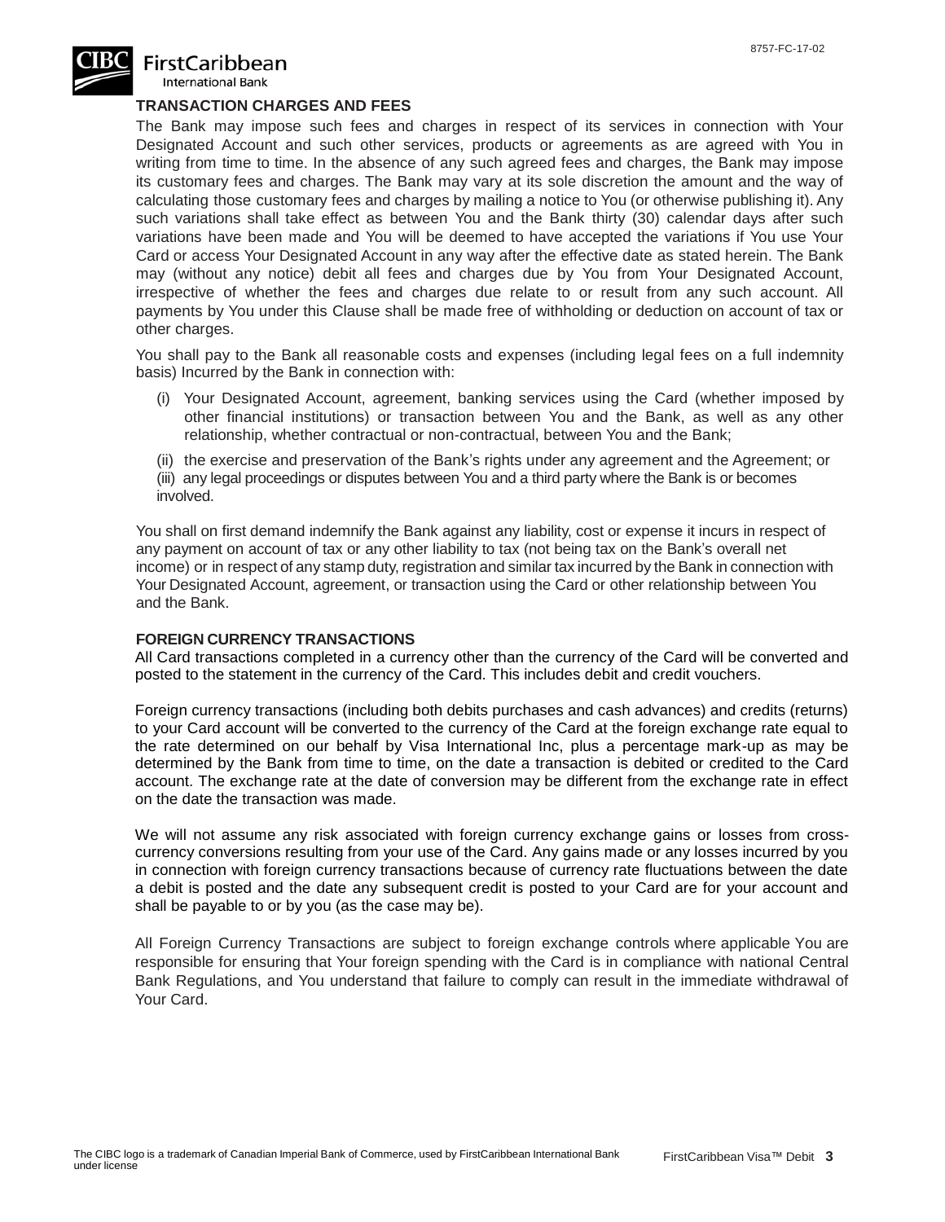## TRANSACTION CHARGES AND FEES

The Bank may impose such fees and charges in respect of its services in connection with Your Designated Account and such other services, products or agreements as are agreed with You in writing from time to time. In the absence of any such agreed fees and charges, the Bank may impose its customary fees and charges. The Bank may vary at its sole discretion the amount and the way of calculating those customary fees and charges by mailing a notice to You (or otherwise publishing it). Any such variations shall take effect as between You and the Bank thirty (30) calendar days after such variations have been made and You will be deemed to have accepted the variations if You use Your Card or access Your Designated Account in any way after the effective date as stated herein. The Bank may (without any notice) debit all fees and charges due by You from Your Designated Account, irrespective of whether the fees and charges due relate to or result from any such account. All payments by You under this Clause shall be made free of withholding or deduction on account of tax or other charges.

You shall pay to the Bank all reasonable costs and expenses (including legal fees on a full indemnity basis) Incurred by the Bank in connection with:

(i) Your Designated Account, agreement, banking services using the Card (whether imposed by other financial institutions) or transaction between You and the Bank, as well as any other relationship, whether contractual or non-contractual, between You and the Bank;

(ii) the exercise and preservation of the Bank's rights under any agreement and the Agreement; or

(iii) any legal proceedings or disputes between You and a third party where the Bank is or becomes involved.

You shall on first demand indemnify the Bank against any liability, cost or expense it incurs in respect of any payment on account of tax or any other liability to tax (not being tax on the Bank's overall net income) or in respect of any stamp duty, registration and similar tax incurred by the Bank in connection with Your Designated Account, agreement, or transaction using the Card or other relationship between You and the Bank.

## FOREIGN CURRENCY TRANSACTIONS

All Card transactions completed in a currency other than the currency of the Card will be converted and posted to the statement in the currency of the Card. This includes debit and credit vouchers.

Foreign currency transactions (including both debits purchases and cash advances) and credits (returns) to your Card account will be converted to the currency of the Card at the foreign exchange rate equal to the rate determined on our behalf by Visa International Inc, plus a percentage mark-up as may be determined by the Bank from time to time, on the date a transaction is debited or credited to the Card account. The exchange rate at the date of conversion may be different from the exchange rate in effect on the date the transaction was made.

We will not assume any risk associated with foreign currency exchange gains or losses from cross-currency conversions resulting from your use of the Card. Any gains made or any losses incurred by you in connection with foreign currency transactions because of currency rate fluctuations between the date a debit is posted and the date any subsequent credit is posted to your Card are for your account and shall be payable to or by you (as the case may be).

All Foreign Currency Transactions are subject to foreign exchange controls where applicable You are responsible for ensuring that Your foreign spending with the Card is in compliance with national Central Bank Regulations, and You understand that failure to comply can result in the immediate withdrawal of Your Card.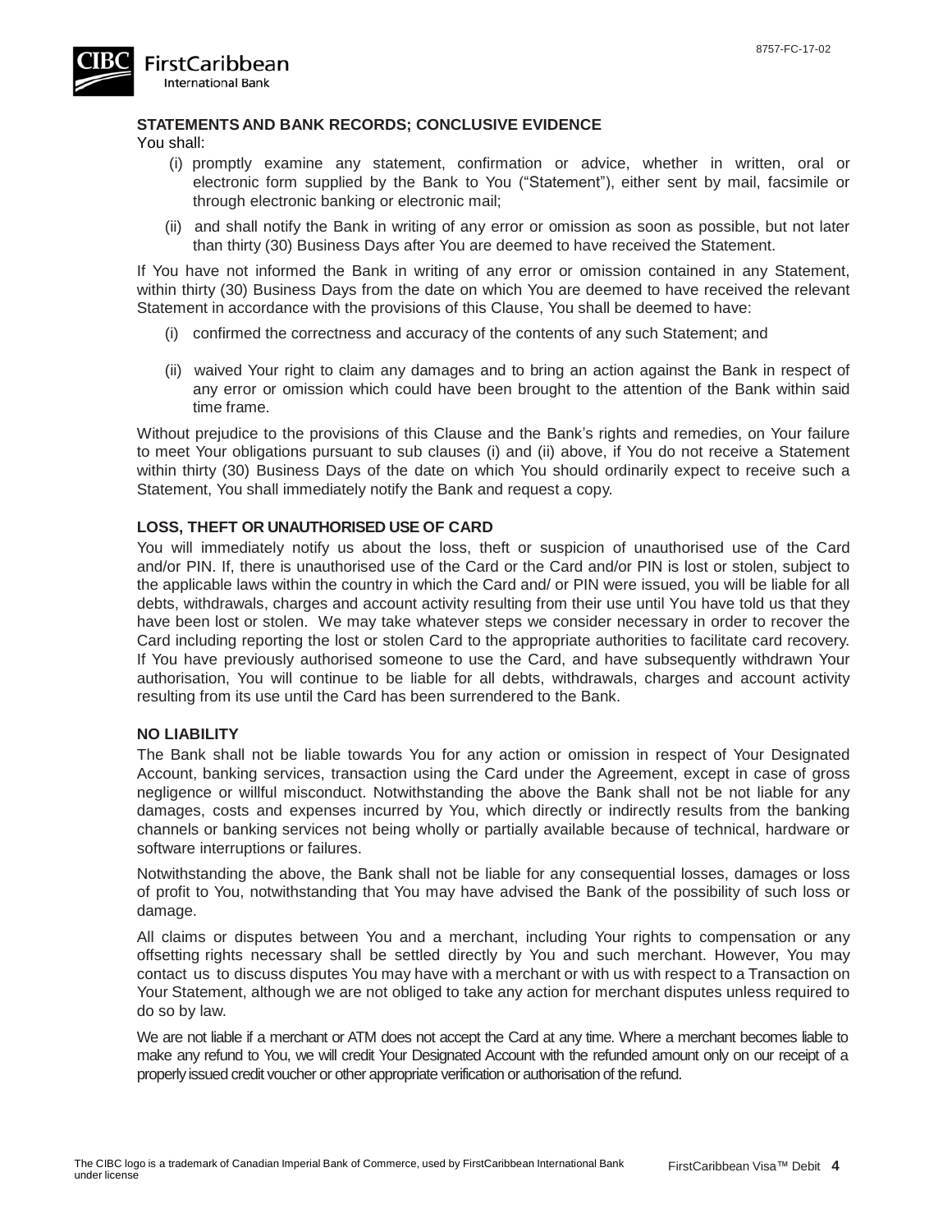**STATEMENTS AND BANK RECORDS; CONCLUSIVE EVIDENCE**

You shall:

(i) promptly examine any statement, confirmation or advice, whether in written, oral or electronic form supplied by the Bank to You ("Statement"), either sent by mail, facsimile or through electronic banking or electronic mail;

(ii) and shall notify the Bank in writing of any error or omission as soon as possible, but not later than thirty (30) Business Days after You are deemed to have received the Statement.

If You have not informed the Bank in writing of any error or omission contained in any Statement, within thirty (30) Business Days from the date on which You are deemed to have received the relevant Statement in accordance with the provisions of this Clause, You shall be deemed to have:

(i) confirmed the correctness and accuracy of the contents of any such Statement; and

(ii) waived Your right to claim any damages and to bring an action against the Bank in respect of any error or omission which could have been brought to the attention of the Bank within said time frame.

Without prejudice to the provisions of this Clause and the Bank's rights and remedies, on Your failure to meet Your obligations pursuant to sub clauses (i) and (ii) above, if You do not receive a Statement within thirty (30) Business Days of the date on which You should ordinarily expect to receive such a Statement, You shall immediately notify the Bank and request a copy.

**LOSS, THEFT OR UNAUTHORISED USE OF CARD**

You will immediately notify us about the loss, theft or suspicion of unauthorised use of the Card and/or PIN. If, there is unauthorised use of the Card or the Card and/or PIN is lost or stolen, subject to the applicable laws within the country in which the Card and/ or PIN were issued, you will be liable for all debts, withdrawals, charges and account activity resulting from their use until You have told us that they have been lost or stolen. We may take whatever steps we consider necessary in order to recover the Card including reporting the lost or stolen Card to the appropriate authorities to facilitate card recovery. If You have previously authorised someone to use the Card, and have subsequently withdrawn Your authorisation, You will continue to be liable for all debts, withdrawals, charges and account activity resulting from its use until the Card has been surrendered to the Bank.

**NO LIABILITY**

The Bank shall not be liable towards You for any action or omission in respect of Your Designated Account, banking services, transaction using the Card under the Agreement, except in case of gross negligence or willful misconduct. Notwithstanding the above the Bank shall not be not liable for any damages, costs and expenses incurred by You, which directly or indirectly results from the banking channels or banking services not being wholly or partially available because of technical, hardware or software interruptions or failures.

Notwithstanding the above, the Bank shall not be liable for any consequential losses, damages or loss of profit to You, notwithstanding that You may have advised the Bank of the possibility of such loss or damage.

All claims or disputes between You and a merchant, including Your rights to compensation or any offsetting rights necessary shall be settled directly by You and such merchant. However, You may contact us to discuss disputes You may have with a merchant or with us with respect to a Transaction on Your Statement, although we are not obliged to take any action for merchant disputes unless required to do so by law.

We are not liable if a merchant or ATM does not accept the Card at any time. Where a merchant becomes liable to make any refund to You, we will credit Your Designated Account with the refunded amount only on our receipt of a properly issued credit voucher or other appropriate verification or authorisation of the refund.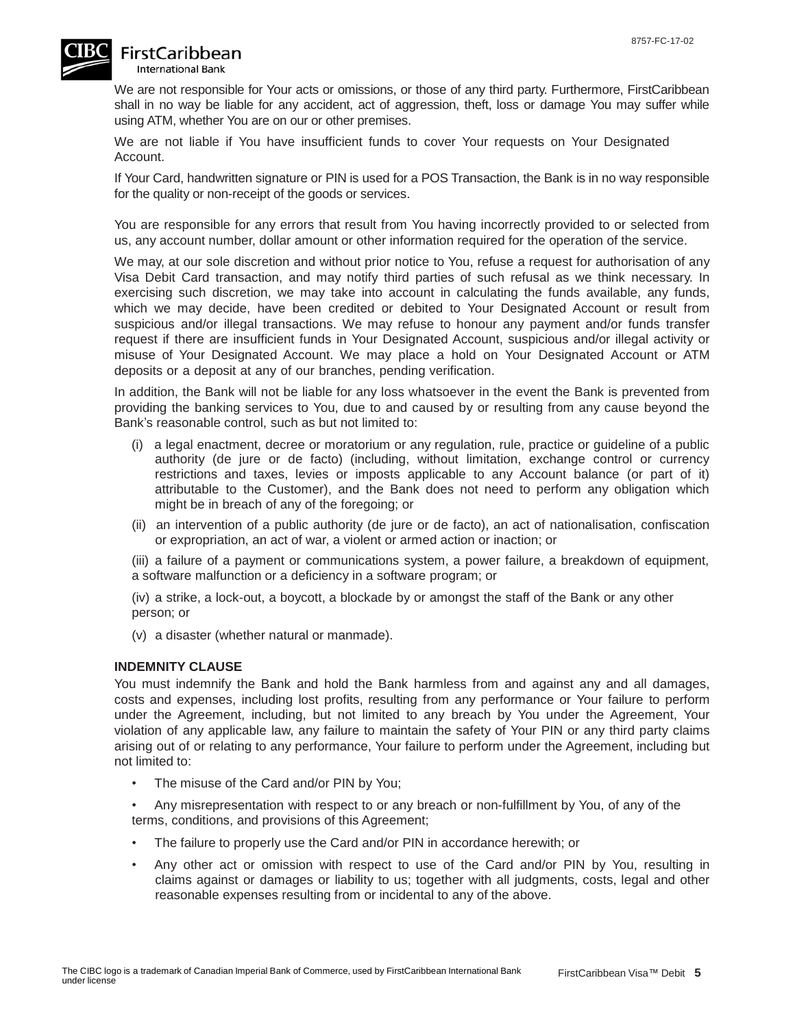We are not responsible for Your acts or omissions, or those of any third party. Furthermore, FirstCaribbean shall in no way be liable for any accident, act of aggression, theft, loss or damage You may suffer while using ATM, whether You are on our or other premises.

We are not liable if You have insufficient funds to cover Your requests on Your Designated Account.

If Your Card, handwritten signature or PIN is used for a POS Transaction, the Bank is in no way responsible for the quality or non-receipt of the goods or services.

You are responsible for any errors that result from You having incorrectly provided to or selected from us, any account number, dollar amount or other information required for the operation of the service.

We may, at our sole discretion and without prior notice to You, refuse a request for authorisation of any Visa Debit Card transaction, and may notify third parties of such refusal as we think necessary. In exercising such discretion, we may take into account in calculating the funds available, any funds, which we may decide, have been credited or debited to Your Designated Account or result from suspicious and/or illegal transactions. We may refuse to honour any payment and/or funds transfer request if there are insufficient funds in Your Designated Account, suspicious and/or illegal activity or misuse of Your Designated Account. We may place a hold on Your Designated Account or ATM deposits or a deposit at any of our branches, pending verification.

In addition, the Bank will not be liable for any loss whatsoever in the event the Bank is prevented from providing the banking services to You, due to and caused by or resulting from any cause beyond the Bank's reasonable control, such as but not limited to:

(i) a legal enactment, decree or moratorium or any regulation, rule, practice or guideline of a public authority (de jure or de facto) (including, without limitation, exchange control or currency restrictions and taxes, levies or imposts applicable to any Account balance (or part of it) attributable to the Customer), and the Bank does not need to perform any obligation which might be in breach of any of the foregoing; or

(ii) an intervention of a public authority (de jure or de facto), an act of nationalisation, confiscation or expropriation, an act of war, a violent or armed action or inaction; or

(iii) a failure of a payment or communications system, a power failure, a breakdown of equipment, a software malfunction or a deficiency in a software program; or

(iv) a strike, a lock-out, a boycott, a blockade by or amongst the staff of the Bank or any other person; or

(v) a disaster (whether natural or manmade).

**INDEMNITY CLAUSE**

You must indemnify the Bank and hold the Bank harmless from and against any and all damages, costs and expenses, including lost profits, resulting from any performance or Your failure to perform under the Agreement, including, but not limited to any breach by You under the Agreement, Your violation of any applicable law, any failure to maintain the safety of Your PIN or any third party claims arising out of or relating to any performance, Your failure to perform under the Agreement, including but not limited to:

- The misuse of the Card and/or PIN by You;
- Any misrepresentation with respect to or any breach or non-fulfillment by You, of any of the terms, conditions, and provisions of this Agreement;
- The failure to properly use the Card and/or PIN in accordance herewith; or
- Any other act or omission with respect to use of the Card and/or PIN by You, resulting in claims against or damages or liability to us; together with all judgments, costs, legal and other reasonable expenses resulting from or incidental to any of the above.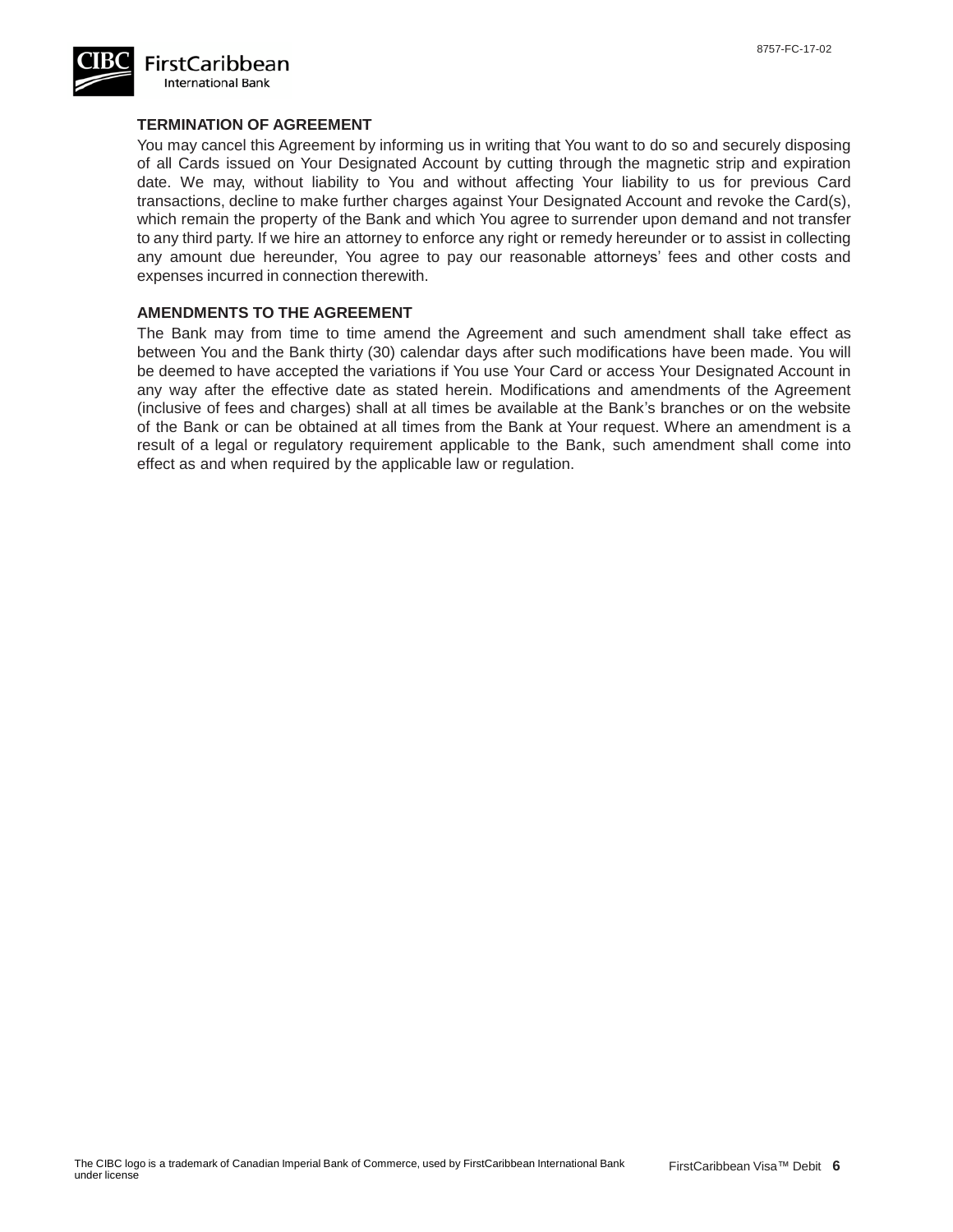## TERMINATION OF AGREEMENT

You may cancel this Agreement by informing us in writing that You want to do so and securely disposing of all Cards issued on Your Designated Account by cutting through the magnetic strip and expiration date. We may, without liability to You and without affecting Your liability to us for previous Card transactions, decline to make further charges against Your Designated Account and revoke the Card(s), which remain the property of the Bank and which You agree to surrender upon demand and not transfer to any third party. If we hire an attorney to enforce any right or remedy hereunder or to assist in collecting any amount due hereunder, You agree to pay our reasonable attorneys' fees and other costs and expenses incurred in connection therewith.

## AMENDMENTS TO THE AGREEMENT

The Bank may from time to time amend the Agreement and such amendment shall take effect as between You and the Bank thirty (30) calendar days after such modifications have been made. You will be deemed to have accepted the variations if You use Your Card or access Your Designated Account in any way after the effective date as stated herein. Modifications and amendments of the Agreement (inclusive of fees and charges) shall at all times be available at the Bank's branches or on the website of the Bank or can be obtained at all times from the Bank at Your request. Where an amendment is a result of a legal or regulatory requirement applicable to the Bank, such amendment shall come into effect as and when required by the applicable law or regulation.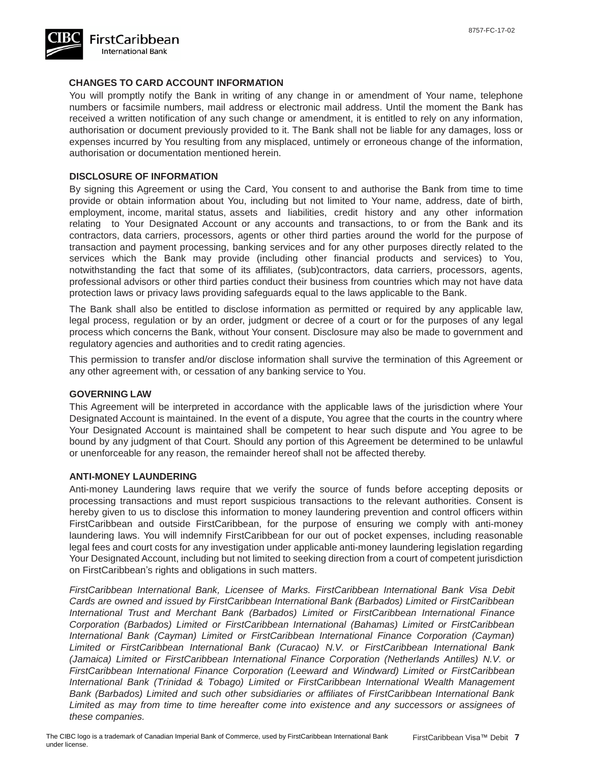## CHANGES TO CARD ACCOUNT INFORMATION

You will promptly notify the Bank in writing of any change in or amendment of Your name, telephone numbers or facsimile numbers, mail address or electronic mail address. Until the moment the Bank has received a written notification of any such change or amendment, it is entitled to rely on any information, authorisation or document previously provided to it. The Bank shall not be liable for any damages, loss or expenses incurred by You resulting from any misplaced, untimely or erroneous change of the information, authorisation or documentation mentioned herein.

## DISCLOSURE OF INFORMATION

By signing this Agreement or using the Card, You consent to and authorise the Bank from time to time provide or obtain information about You, including but not limited to Your name, address, date of birth, employment, income, marital status, assets and liabilities, credit history and any other information relating to Your Designated Account or any accounts and transactions, to or from the Bank and its contractors, data carriers, processors, agents or other third parties around the world for the purpose of transaction and payment processing, banking services and for any other purposes directly related to the services which the Bank may provide (including other financial products and services) to You, notwithstanding the fact that some of its affiliates, (sub)contractors, data carriers, processors, agents, professional advisors or other third parties conduct their business from countries which may not have data protection laws or privacy laws providing safeguards equal to the laws applicable to the Bank.

The Bank shall also be entitled to disclose information as permitted or required by any applicable law, legal process, regulation or by an order, judgment or decree of a court or for the purposes of any legal process which concerns the Bank, without Your consent. Disclosure may also be made to government and regulatory agencies and authorities and to credit rating agencies.

This permission to transfer and/or disclose information shall survive the termination of this Agreement or any other agreement with, or cessation of any banking service to You.

## GOVERNING LAW

This Agreement will be interpreted in accordance with the applicable laws of the jurisdiction where Your Designated Account is maintained. In the event of a dispute, You agree that the courts in the country where Your Designated Account is maintained shall be competent to hear such dispute and You agree to be bound by any judgment of that Court. Should any portion of this Agreement be determined to be unlawful or unenforceable for any reason, the remainder hereof shall not be affected thereby.

## ANTI-MONEY LAUNDERING

Anti-money Laundering laws require that we verify the source of funds before accepting deposits or processing transactions and must report suspicious transactions to the relevant authorities. Consent is hereby given to us to disclose this information to money laundering prevention and control officers within FirstCaribbean and outside FirstCaribbean, for the purpose of ensuring we comply with anti-money laundering laws. You will indemnify FirstCaribbean for our out of pocket expenses, including reasonable legal fees and court costs for any investigation under applicable anti-money laundering legislation regarding Your Designated Account, including but not limited to seeking direction from a court of competent jurisdiction on FirstCaribbean's rights and obligations in such matters.

*FirstCaribbean International Bank, Licensee of Marks. FirstCaribbean International Bank Visa Debit Cards are owned and issued by FirstCaribbean International Bank (Barbados) Limited or FirstCaribbean International Trust and Merchant Bank (Barbados) Limited or FirstCaribbean International Finance Corporation (Barbados) Limited or FirstCaribbean International (Bahamas) Limited or FirstCaribbean International Bank (Cayman) Limited or FirstCaribbean International Finance Corporation (Cayman) Limited or FirstCaribbean International Bank (Curacao) N.V. or FirstCaribbean International Bank (Jamaica) Limited or FirstCaribbean International Finance Corporation (Netherlands Antilles) N.V. or FirstCaribbean International Finance Corporation (Leeward and Windward) Limited or FirstCaribbean International Bank (Trinidad & Tobago) Limited or FirstCaribbean International Wealth Management Bank (Barbados) Limited and such other subsidiaries or affiliates of FirstCaribbean International Bank Limited as may from time to time hereafter come into existence and any successors or assignees of these companies.*

The CIBC logo is a trademark of Canadian Imperial Bank of Commerce, used by FirstCaribbean International Bank under license.